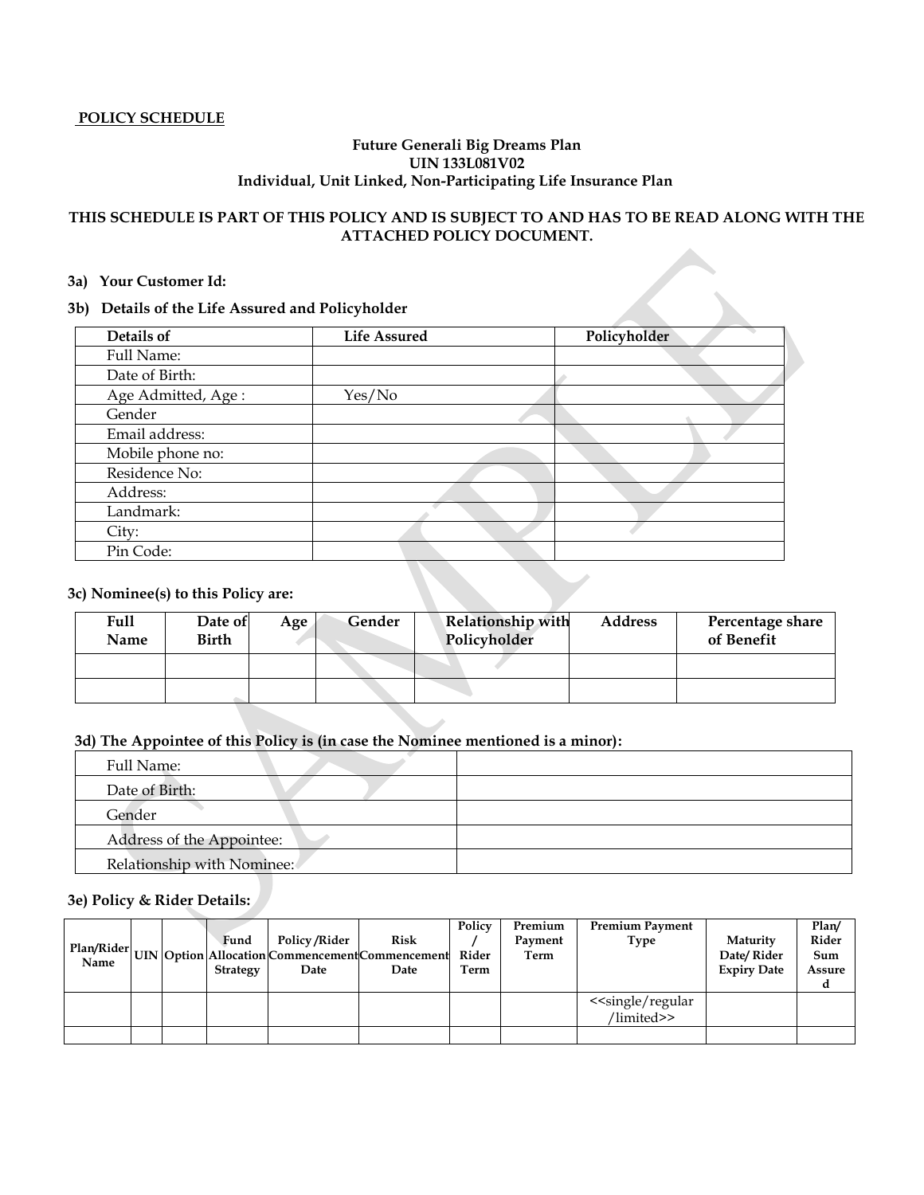## POLICY SCHEDULE

**Future Generali Big Dreams Plan**
**UIN 133L081V02**
**Individual, Unit Linked, Non-Participating Life Insurance Plan**

**THIS SCHEDULE IS PART OF THIS POLICY AND IS SUBJECT TO AND HAS TO BE READ ALONG WITH THE ATTACHED POLICY DOCUMENT.**

**3a) Your Customer Id:**

**3b) Details of the Life Assured and Policyholder**

| Details of | Life Assured | Policyholder |
|---|---|---|
| Full Name: | | |
| Date of Birth: | | |
| Age Admitted, Age : | Yes/No | |
| Gender | | |
| Email address: | | |
| Mobile phone no: | | |
| Residence No: | | |
| Address: | | |
| Landmark: | | |
| City: | | |
| Pin Code: | | |

**3c) Nominee(s) to this Policy are:**

| Full Name | Date of Birth | Age | Gender | Relationship with Policyholder | Address | Percentage share of Benefit |
|---|---|---|---|---|---|---|
| | | | | | | |
| | | | | | | |

**3d) The Appointee of this Policy is (in case the Nominee mentioned is a minor):**

| | |
|---|---|
| Full Name: | |
| Date of Birth: | |
| Gender | |
| Address of the Appointee: | |
| Relationship with Nominee: | |

**3e) Policy & Rider Details:**

| Plan/Rider Name | UIN | Option | Fund Allocation Strategy | Policy /Rider Commencement Date | Risk Commencement Date | Policy / Rider Term | Premium Payment Term | Premium Payment Type | Maturity Date/ Rider Expiry Date | Plan/ Rider Sum Assured |
|---|---|---|---|---|---|---|---|---|---|---|
| | | | | | | | | <<single/regular /limited>> | | |
| | | | | | | | | | | |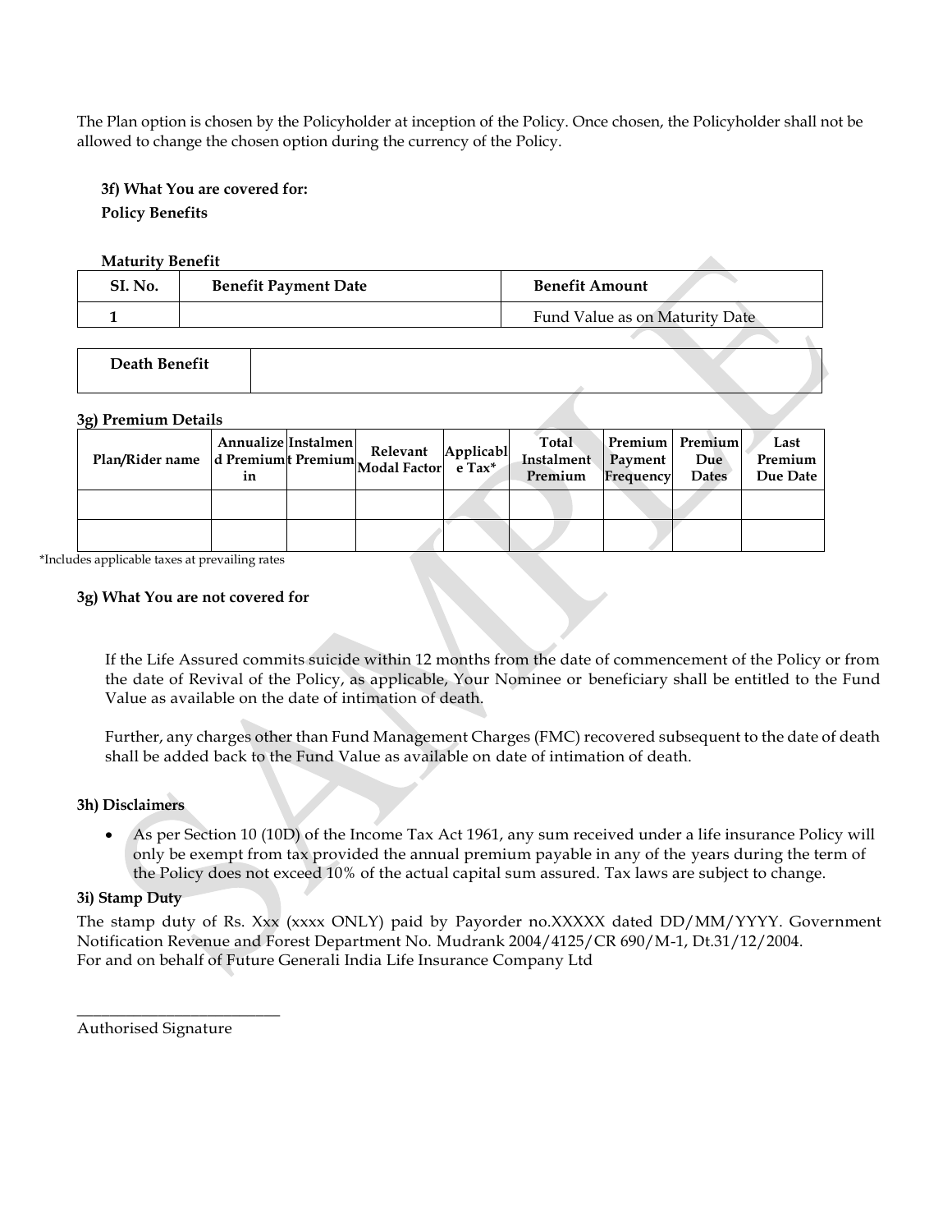The Plan option is chosen by the Policyholder at inception of the Policy. Once chosen, the Policyholder shall not be allowed to change the chosen option during the currency of the Policy.

**3f) What You are covered for:**

**Policy Benefits**

**Maturity Benefit**

| SI. No. | Benefit Payment Date | Benefit Amount |
|---|---|---|
| 1 | | Fund Value as on Maturity Date |

| Death Benefit | |
|---|---|

**3g) Premium Details**

| Plan/Rider name | Annualized Premium in | Instalment Premium | Relevant Modal Factor | Applicable Tax* | Total Instalment Premium | Premium Payment Frequency | Premium Due Dates | Last Premium Due Date |
|---|---|---|---|---|---|---|---|---|
| | | | | | | | | |
| | | | | | | | | |

*Includes applicable taxes at prevailing rates

**3g) What You are not covered for**

If the Life Assured commits suicide within 12 months from the date of commencement of the Policy or from the date of Revival of the Policy, as applicable, Your Nominee or beneficiary shall be entitled to the Fund Value as available on the date of intimation of death.

Further, any charges other than Fund Management Charges (FMC) recovered subsequent to the date of death shall be added back to the Fund Value as available on date of intimation of death.

**3h) Disclaimers**

- As per Section 10 (10D) of the Income Tax Act 1961, any sum received under a life insurance Policy will only be exempt from tax provided the annual premium payable in any of the years during the term of the Policy does not exceed 10% of the actual capital sum assured. Tax laws are subject to change.

**3i) Stamp Duty**

The stamp duty of Rs. Xxx (xxxx ONLY) paid by Payorder no.XXXXX dated DD/MM/YYYY. Government Notification Revenue and Forest Department No. Mudrank 2004/4125/CR 690/M-1, Dt.31/12/2004.
For and on behalf of Future Generali India Life Insurance Company Ltd

___________________________

Authorised Signature